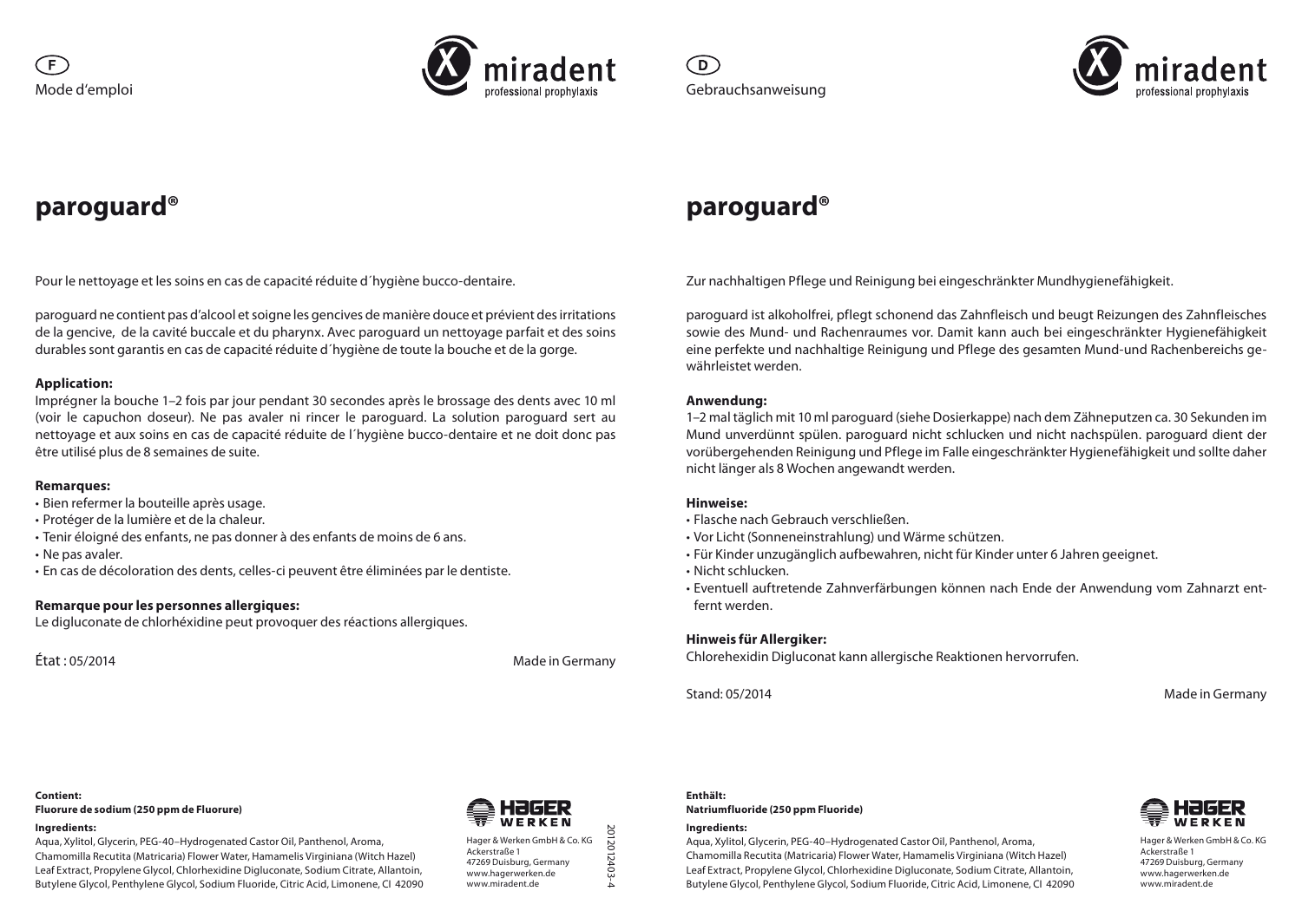F

Mode d'emploi

miradent
professional prophylaxis

# paroguard®

Pour le nettoyage et les soins en cas de capacité réduite d´hygiène bucco-dentaire.

paroguard ne contient pas d'alcool et soigne les gencives de manière douce et prévient des irritations de la gencive, de la cavité buccale et du pharynx. Avec paroguard un nettoyage parfait et des soins durables sont garantis en cas de capacité réduite d´hygiène de toute la bouche et de la gorge.

**Application:**

Imprégner la bouche 1–2 fois par jour pendant 30 secondes après le brossage des dents avec 10 ml (voir le capuchon doseur). Ne pas avaler ni rincer le paroguard. La solution paroguard sert au nettoyage et aux soins en cas de capacité réduite de l´hygiène bucco-dentaire et ne doit donc pas être utilisé plus de 8 semaines de suite.

**Remarques:**

- Bien refermer la bouteille après usage.
- Protéger de la lumière et de la chaleur.
- Tenir éloigné des enfants, ne pas donner à des enfants de moins de 6 ans.
- Ne pas avaler.
- En cas de décoloration des dents, celles-ci peuvent être éliminées par le dentiste.

**Remarque pour les personnes allergiques:**

Le digluconate de chlorhéxidine peut provoquer des réactions allergiques.

État : 05/2014

Made in Germany

**Contient:**
**Fluorure de sodium (250 ppm de Fluorure)**

**Ingredients:**

Aqua, Xylitol, Glycerin, PEG-40–Hydrogenated Castor Oil, Panthenol, Aroma, Chamomilla Recutita (Matricaria) Flower Water, Hamamelis Virginiana (Witch Hazel) Leaf Extract, Propylene Glycol, Chlorhexidine Digluconate, Sodium Citrate, Allantoin, Butylene Glycol, Penthylene Glycol, Sodium Fluoride, Citric Acid, Limonene, CI 42090

HAGER WERKEN

Hager & Werken GmbH & Co. KG
Ackerstraße 1
47269 Duisburg, Germany
www.hagerwerken.de
www.miradent.de

20120403-4

D

Gebrauchsanweisung

miradent
professional prophylaxis

# paroguard®

Zur nachhaltigen Pflege und Reinigung bei eingeschränkter Mundhygienefähigkeit.

paroguard ist alkoholfrei, pflegt schonend das Zahnfleisch und beugt Reizungen des Zahnfleisches sowie des Mund- und Rachenraumes vor. Damit kann auch bei eingeschränkter Hygienefähigkeit eine perfekte und nachhaltige Reinigung und Pflege des gesamten Mund-und Rachenbereichs gewährleistet werden.

**Anwendung:**

1–2 mal täglich mit 10 ml paroguard (siehe Dosierkappe) nach dem Zähneputzen ca. 30 Sekunden im Mund unverdünnt spülen. paroguard nicht schlucken und nicht nachspülen. paroguard dient der vorübergehenden Reinigung und Pflege im Falle eingeschränkter Hygienefähigkeit und sollte daher nicht länger als 8 Wochen angewandt werden.

**Hinweise:**

- Flasche nach Gebrauch verschließen.
- Vor Licht (Sonneneinstrahlung) und Wärme schützen.
- Für Kinder unzugänglich aufbewahren, nicht für Kinder unter 6 Jahren geeignet.
- Nicht schlucken.
- Eventuell auftretende Zahnverfärbungen können nach Ende der Anwendung vom Zahnarzt entfernt werden.

**Hinweis für Allergiker:**

Chlorehexidin Digluconat kann allergische Reaktionen hervorrufen.

Stand: 05/2014

Made in Germany

**Enthält:**
**Natriumfluoride (250 ppm Fluoride)**

**Ingredients:**

Aqua, Xylitol, Glycerin, PEG-40–Hydrogenated Castor Oil, Panthenol, Aroma, Chamomilla Recutita (Matricaria) Flower Water, Hamamelis Virginiana (Witch Hazel) Leaf Extract, Propylene Glycol, Chlorhexidine Digluconate, Sodium Citrate, Allantoin, Butylene Glycol, Penthylene Glycol, Sodium Fluoride, Citric Acid, Limonene, CI 42090

HAGER WERKEN

Hager & Werken GmbH & Co. KG
Ackerstraße 1
47269 Duisburg, Germany
www.hagerwerken.de
www.miradent.de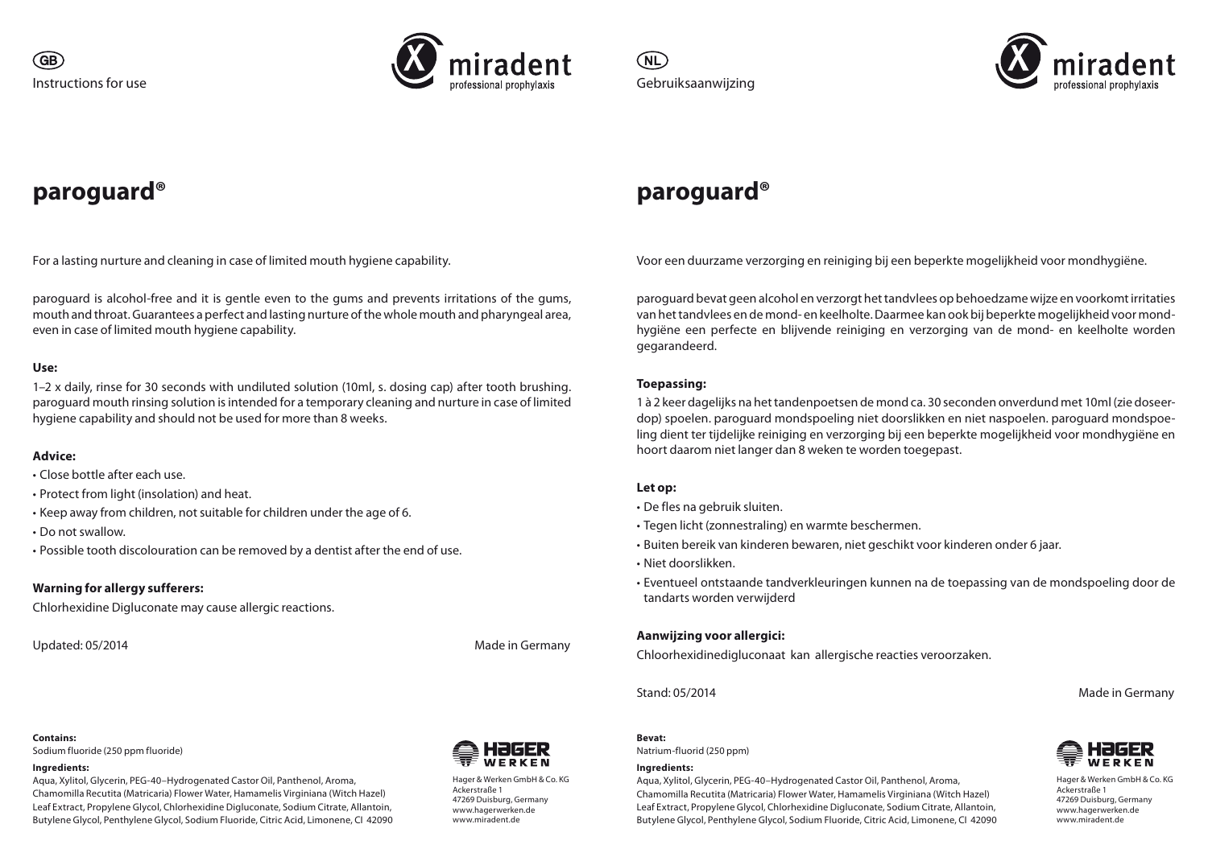GB

Instructions for use

miradent professional prophylaxis

# paroguard®

For a lasting nurture and cleaning in case of limited mouth hygiene capability.

paroguard is alcohol-free and it is gentle even to the gums and prevents irritations of the gums, mouth and throat. Guarantees a perfect and lasting nurture of the whole mouth and pharyngeal area, even in case of limited mouth hygiene capability.

**Use:**

1–2 x daily, rinse for 30 seconds with undiluted solution (10ml, s. dosing cap) after tooth brushing. paroguard mouth rinsing solution is intended for a temporary cleaning and nurture in case of limited hygiene capability and should not be used for more than 8 weeks.

**Advice:**

- Close bottle after each use.
- Protect from light (insolation) and heat.
- Keep away from children, not suitable for children under the age of 6.
- Do not swallow.
- Possible tooth discolouration can be removed by a dentist after the end of use.

**Warning for allergy sufferers:**

Chlorhexidine Digluconate may cause allergic reactions.

Updated: 05/2014

Made in Germany

**Contains:**

Sodium fluoride (250 ppm fluoride)

**Ingredients:**

Aqua, Xylitol, Glycerin, PEG-40–Hydrogenated Castor Oil, Panthenol, Aroma, Chamomilla Recutita (Matricaria) Flower Water, Hamamelis Virginiana (Witch Hazel) Leaf Extract, Propylene Glycol, Chlorhexidine Digluconate, Sodium Citrate, Allantoin, Butylene Glycol, Penthylene Glycol, Sodium Fluoride, Citric Acid, Limonene, CI 42090

HAGER WERKEN

Hager & Werken GmbH & Co. KG
Ackerstraße 1
47269 Duisburg, Germany
www.hagerwerken.de
www.miradent.de

NL

Gebruiksaanwijzing

miradent professional prophylaxis

# paroguard®

Voor een duurzame verzorging en reiniging bij een beperkte mogelijkheid voor mondhygiëne.

paroguard bevat geen alcohol en verzorgt het tandvlees op behoedzame wijze en voorkomt irritaties van het tandvlees en de mond- en keelholte. Daarmee kan ook bij beperkte mogelijkheid voor mondhygiëne een perfecte en blijvende reiniging en verzorging van de mond- en keelholte worden gegarandeerd.

**Toepassing:**

1 à 2 keer dagelijks na het tandenpoetsen de mond ca. 30 seconden onverdund met 10ml (zie doseerdop) spoelen. paroguard mondspoeling niet doorslikken en niet naspoelen. paroguard mondspoeling dient ter tijdelijke reiniging en verzorging bij een beperkte mogelijkheid voor mondhygiëne en hoort daarom niet langer dan 8 weken te worden toegepast.

**Let op:**

- De fles na gebruik sluiten.
- Tegen licht (zonnestraling) en warmte beschermen.
- Buiten bereik van kinderen bewaren, niet geschikt voor kinderen onder 6 jaar.
- Niet doorslikken.
- Eventueel ontstaande tandverkleuringen kunnen na de toepassing van de mondspoeling door de tandarts worden verwijderd

**Aanwijzing voor allergici:**

Chloorhexidinedigluconaat kan allergische reacties veroorzaken.

Stand: 05/2014

Made in Germany

**Bevat:**

Natrium-fluorid (250 ppm)

**Ingredients:**

Aqua, Xylitol, Glycerin, PEG-40–Hydrogenated Castor Oil, Panthenol, Aroma, Chamomilla Recutita (Matricaria) Flower Water, Hamamelis Virginiana (Witch Hazel) Leaf Extract, Propylene Glycol, Chlorhexidine Digluconate, Sodium Citrate, Allantoin, Butylene Glycol, Penthylene Glycol, Sodium Fluoride, Citric Acid, Limonene, CI 42090

HAGER WERKEN

Hager & Werken GmbH & Co. KG
Ackerstraße 1
47269 Duisburg, Germany
www.hagerwerken.de
www.miradent.de